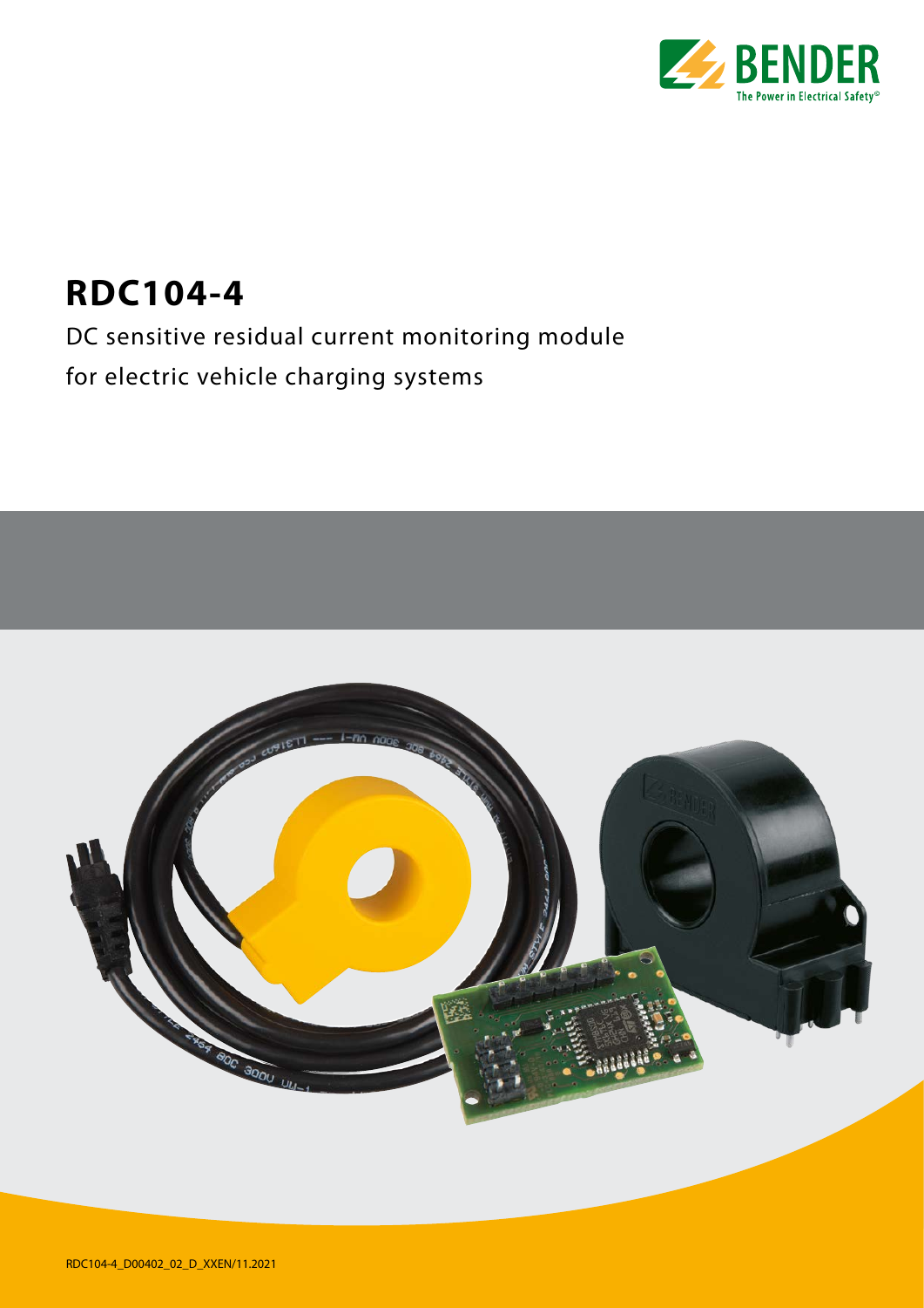# RDC104-4

DC sensitive residual current monitoring module

for electric vehicle charging systems

RDC104-4_D00402_02_D_XXEN/11.2021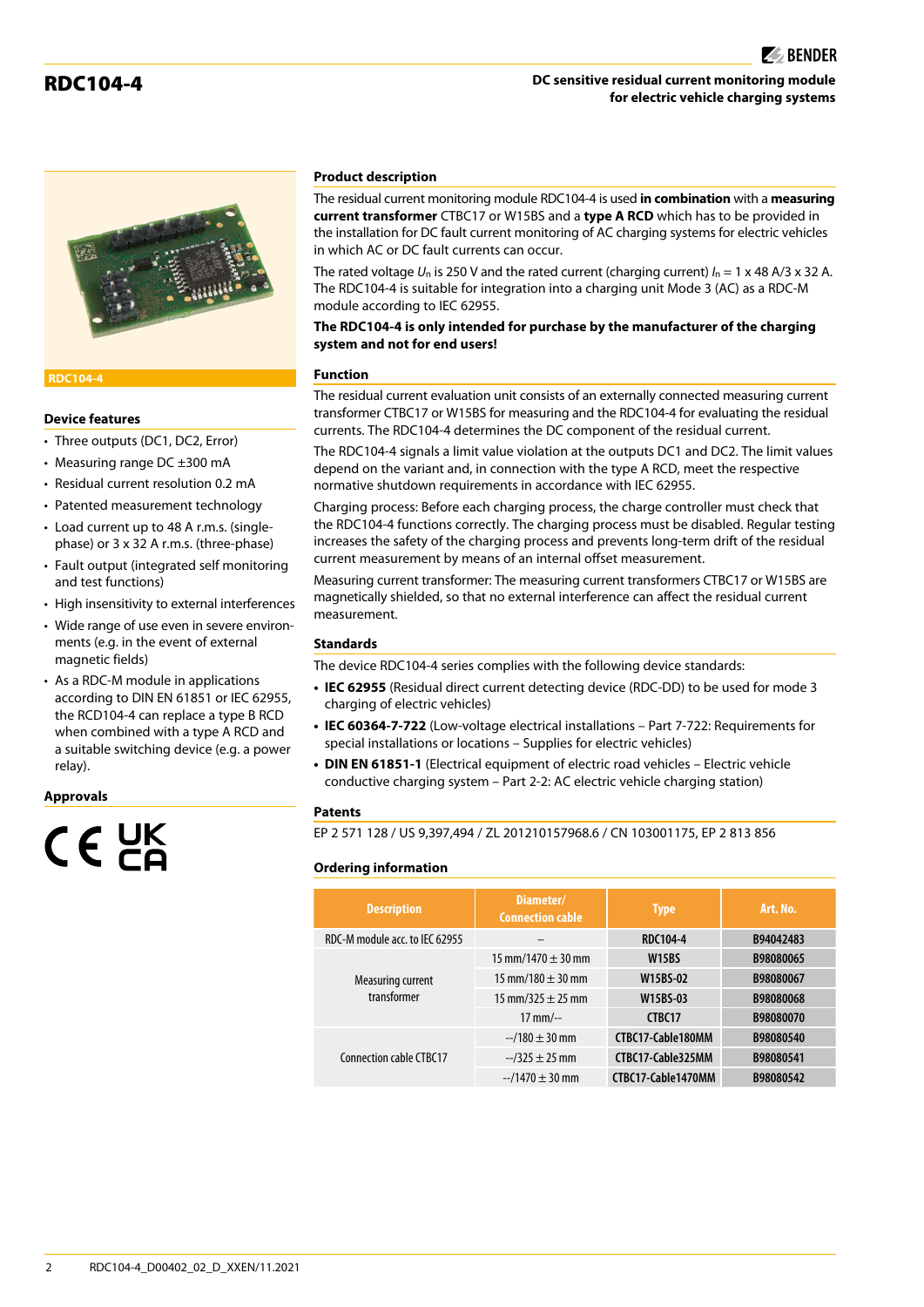# RDC104-4

**DC sensitive residual current monitoring module for electric vehicle charging systems**

RDC104-4

## Device features

- Three outputs (DC1, DC2, Error)
- Measuring range DC ±300 mA
- Residual current resolution 0.2 mA
- Patented measurement technology
- Load current up to 48 A r.m.s. (single-phase) or 3 x 32 A r.m.s. (three-phase)
- Fault output (integrated self monitoring and test functions)
- High insensitivity to external interferences
- Wide range of use even in severe environments (e.g. in the event of external magnetic fields)
- As a RDC-M module in applications according to DIN EN 61851 or IEC 62955, the RCD104-4 can replace a type B RCD when combined with a type A RCD and a suitable switching device (e.g. a power relay).

## Approvals

CE UKCA

## Product description

The residual current monitoring module RDC104-4 is used **in combination** with a **measuring current transformer** CTBC17 or W15BS and a **type A RCD** which has to be provided in the installation for DC fault current monitoring of AC charging systems for electric vehicles in which AC or DC fault currents can occur.

The rated voltage $U_n$ is 250 V and the rated current (charging current) $I_n$ = 1 x 48 A/3 x 32 A. The RDC104-4 is suitable for integration into a charging unit Mode 3 (AC) as a RDC-M module according to IEC 62955.

**The RDC104-4 is only intended for purchase by the manufacturer of the charging system and not for end users!**

## Function

The residual current evaluation unit consists of an externally connected measuring current transformer CTBC17 or W15BS for measuring and the RDC104-4 for evaluating the residual currents. The RDC104-4 determines the DC component of the residual current.

The RDC104-4 signals a limit value violation at the outputs DC1 and DC2. The limit values depend on the variant and, in connection with the type A RCD, meet the respective normative shutdown requirements in accordance with IEC 62955.

Charging process: Before each charging process, the charge controller must check that the RDC104-4 functions correctly. The charging process must be disabled. Regular testing increases the safety of the charging process and prevents long-term drift of the residual current measurement by means of an internal offset measurement.

Measuring current transformer: The measuring current transformers CTBC17 or W15BS are magnetically shielded, so that no external interference can affect the residual current measurement.

## Standards

The device RDC104-4 series complies with the following device standards:

- **IEC 62955** (Residual direct current detecting device (RDC-DD) to be used for mode 3 charging of electric vehicles)
- **IEC 60364-7-722** (Low-voltage electrical installations – Part 7-722: Requirements for special installations or locations – Supplies for electric vehicles)
- **DIN EN 61851-1** (Electrical equipment of electric road vehicles – Electric vehicle conductive charging system – Part 2-2: AC electric vehicle charging station)

## Patents

EP 2 571 128 / US 9,397,494 / ZL 201210157968.6 / CN 103001175, EP 2 813 856

## Ordering information

| Description | Diameter/ Connection cable | Type | Art. No. |
|---|---|---|---|
| RDC-M module acc. to IEC 62955 | – | RDC104-4 | B94042483 |
| Measuring current transformer | 15 mm/1470 ± 30 mm | W15BS | B98080065 |
| | 15 mm/180 ± 30 mm | W15BS-02 | B98080067 |
| | 15 mm/325 ± 25 mm | W15BS-03 | B98080068 |
| | 17 mm/-- | CTBC17 | B98080070 |
| Connection cable CTBC17 | --/180 ± 30 mm | CTBC17-Cable180MM | B98080540 |
| | --/325 ± 25 mm | CTBC17-Cable325MM | B98080541 |
| | --/1470 ± 30 mm | CTBC17-Cable1470MM | B98080542 |

RDC104-4_D00402_02_D_XXEN/11.2021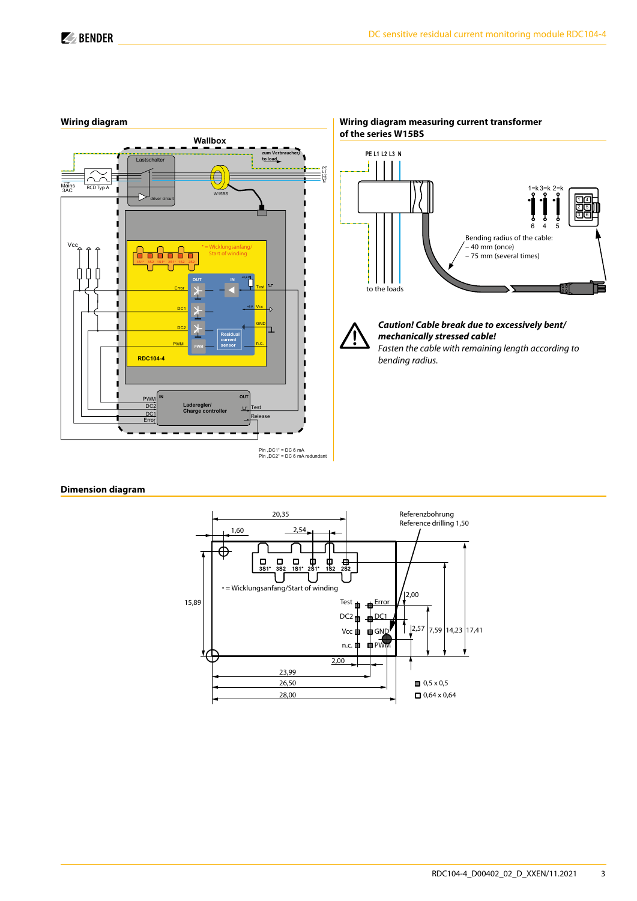## Wiring diagram

Wallbox

zum Verbraucher/ to load

Lastschalter

PE L1 L2 L3 N

Mains 3AC

RCD Typ A

driver circuit

W15BS

Vcc

* = Wicklungsanfang/ Start of winding

3S1* 3S2 1S1* 2S1* 1S2 2S2

OUT IN

+5,6V

Error

Test

DC1

+5V Vcc

DC2

GND

Residual current sensor

PWM

PWM

n.c.

RDC104-4

IN OUT

PWM

DC2

DC1

Error

Laderegler/ Charge controller

Test

Release

Pin „DC1" = DC 6 mA
Pin „DC2" = DC 6 mA redundant

## Wiring diagram measuring current transformer of the series W15BS

PE L1 L2 L3 N

1=k 3=k 2=k

6 4 5

Bending radius of the cable:
– 40 mm (once)
– 75 mm (several times)

to the loads

***Caution! Cable break due to excessively bent/ mechanically stressed cable!***

*Fasten the cable with remaining length according to bending radius.*

## Dimension diagram

20,35

1,60

2,54

Referenzbohrung
Reference drilling 1,50

3S1* 3S2 1S1* 2S1* 1S2 2S2

* = Wicklungsanfang/Start of winding

15,89

Test Error

DC2 DC1

Vcc GND

n.c. PWM

2,00

2,57 7,59 14,23 17,41

2,00

23,99

26,50

28,00

0,5 x 0,5

0,64 x 0,64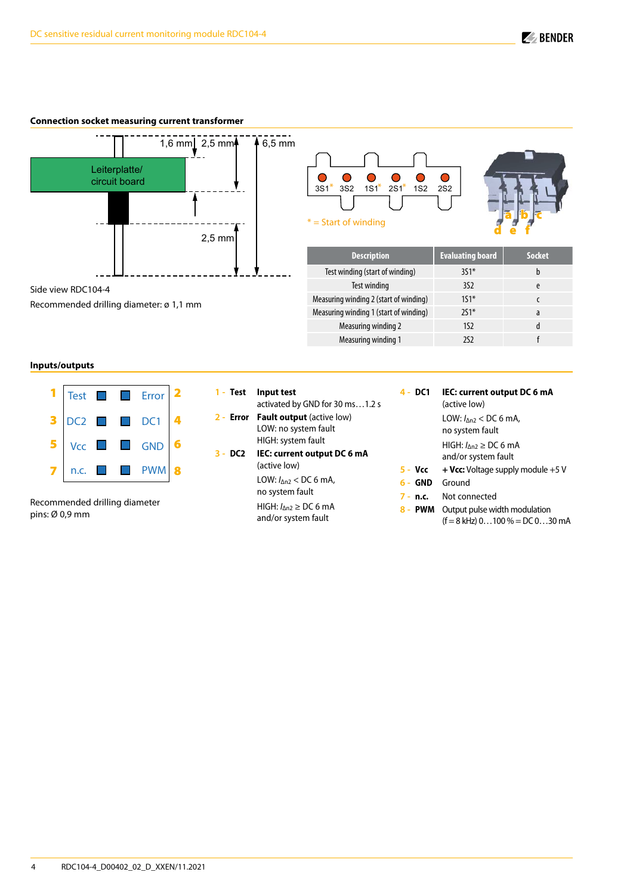## Connection socket measuring current transformer

Leiterplatte/ circuit board

1,6 mm | 2,5 mm | 6,5 mm | 2,5 mm

Side view RDC104-4

Recommended drilling diameter: ø 1,1 mm

3S1* 3S2 1S1* 2S1* 1S2 2S2

* = Start of winding

| Description | Evaluating board | Socket |
|---|---|---|
| Test winding (start of winding) | 3S1* | b |
| Test winding | 3S2 | e |
| Measuring winding 2 (start of winding) | 1S1* | c |
| Measuring winding 1 (start of winding) | 2S1* | a |
| Measuring winding 2 | 1S2 | d |
| Measuring winding 1 | 2S2 | f |

## Inputs/outputs

| | | | |
|---|---|---|---|
| 1 | Test | Error | 2 |
| 3 | DC2 | DC1 | 4 |
| 5 | Vcc | GND | 6 |
| 7 | n.c. | PWM | 8 |

Recommended drilling diameter pins: Ø 0,9 mm

1 - **Test** **Input test**
activated by GND for 30 ms…1.2 s

2 - **Error** **Fault output** (active low)
LOW: no system fault
HIGH: system fault

3 - **DC2** **IEC: current output DC 6 mA**
(active low)
LOW: $I_{\Delta n2}$ < DC 6 mA,
no system fault
HIGH: $I_{\Delta n2}$ ≥ DC 6 mA
and/or system fault

4 - **DC1** **IEC: current output DC 6 mA**
(active low)
LOW: $I_{\Delta n2}$ < DC 6 mA,
no system fault
HIGH: $I_{\Delta n2}$ ≥ DC 6 mA
and/or system fault

5 - **Vcc** **+ Vcc:** Voltage supply module +5 V

6 - **GND** Ground

7 - **n.c.** Not connected

8 - **PWM** Output pulse width modulation
(f = 8 kHz) 0…100 % = DC 0…30 mA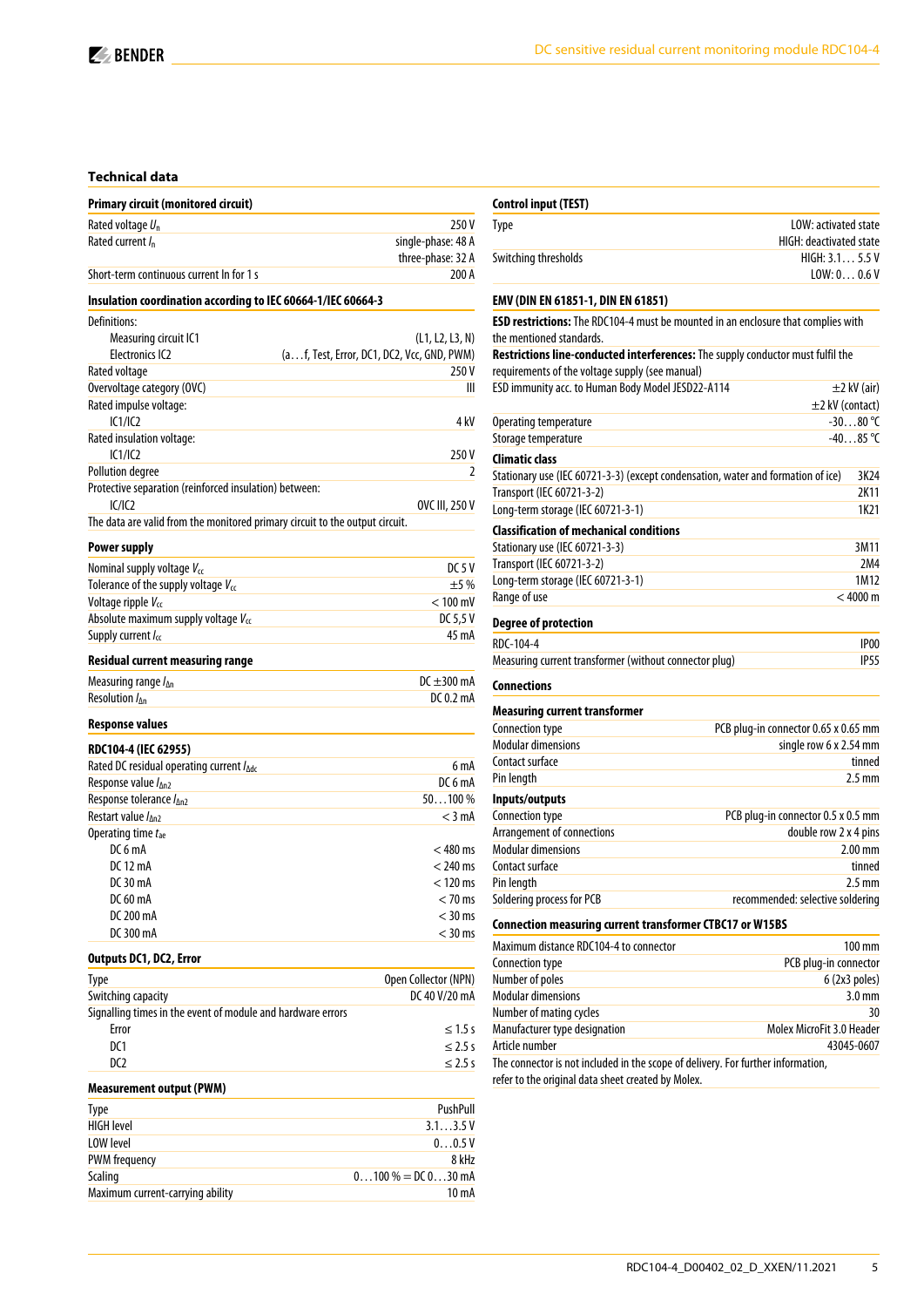## Technical data

### Primary circuit (monitored circuit)

| | |
|---|---|
| Rated voltage $U_n$ | 250 V |
| Rated current $I_n$ | single-phase: 48 A<br>three-phase: 32 A |
| Short-term continuous current In for 1 s | 200 A |

### Insulation coordination according to IEC 60664-1/IEC 60664-3

| | |
|---|---|
| Definitions: | |
| Measuring circuit IC1 | (L1, L2, L3, N) |
| Electronics IC2 | (a…f, Test, Error, DC1, DC2, Vcc, GND, PWM) |
| Rated voltage | 250 V |
| Overvoltage category (OVC) | III |
| Rated impulse voltage: | |
| IC1/IC2 | 4 kV |
| Rated insulation voltage: | |
| IC1/IC2 | 250 V |
| Pollution degree | 2 |
| Protective separation (reinforced insulation) between: | |
| IC1/IC2 | OVC III, 250 V |

The data are valid from the monitored primary circuit to the output circuit.

### Power supply

| | |
|---|---|
| Nominal supply voltage $V_{cc}$ | DC 5 V |
| Tolerance of the supply voltage $V_{cc}$ | ±5 % |
| Voltage ripple $V_{cc}$ | < 100 mV |
| Absolute maximum supply voltage $V_{cc}$ | DC 5,5 V |
| Supply current $I_{cc}$ | 45 mA |

### Residual current measuring range

| | |
|---|---|
| Measuring range $I_{\Delta n}$ | DC ±300 mA |
| Resolution $I_{\Delta n}$ | DC 0.2 mA |

### Response values

#### RDC104-4 (IEC 62955)

| | |
|---|---|
| Rated DC residual operating current $I_{\Delta dc}$ | 6 mA |
| Response value $I_{\Delta n2}$ | DC 6 mA |
| Response tolerance $I_{\Delta n2}$ | 50…100 % |
| Restart value $I_{\Delta n2}$ | < 3 mA |
| Operating time $t_{ae}$ | |
| DC 6 mA | < 480 ms |
| DC 12 mA | < 240 ms |
| DC 30 mA | < 120 ms |
| DC 60 mA | < 70 ms |
| DC 200 mA | < 30 ms |
| DC 300 mA | < 30 ms |

### Outputs DC1, DC2, Error

| | |
|---|---|
| Type | Open Collector (NPN) |
| Switching capacity | DC 40 V/20 mA |
| Signalling times in the event of module and hardware errors | |
| Error | ≤ 1.5 s |
| DC1 | ≤ 2.5 s |
| DC2 | ≤ 2.5 s |

### Measurement output (PWM)

| | |
|---|---|
| Type | PushPull |
| HIGH level | 3.1…3.5 V |
| LOW level | 0…0.5 V |
| PWM frequency | 8 kHz |
| Scaling | 0…100 % = DC 0…30 mA |
| Maximum current-carrying ability | 10 mA |

### Control input (TEST)

| | |
|---|---|
| Type | LOW: activated state<br>HIGH: deactivated state |
| Switching thresholds | HIGH: 3.1… 5.5 V<br>LOW: 0… 0.6 V |

### EMV (DIN EN 61851-1, DIN EN 61851)

**ESD restrictions:** The RDC104-4 must be mounted in an enclosure that complies with the mentioned standards.

**Restrictions line-conducted interferences:** The supply conductor must fulfil the requirements of the voltage supply (see manual)

| | |
|---|---|
| ESD immunity acc. to Human Body Model JESD22-A114 | ±2 kV (air)<br>±2 kV (contact) |
| Operating temperature | -30…80 °C |
| Storage temperature | -40…85 °C |

### Climatic class

| | |
|---|---|
| Stationary use (IEC 60721-3-3) (except condensation, water and formation of ice) | 3K24 |
| Transport (IEC 60721-3-2) | 2K11 |
| Long-term storage (IEC 60721-3-1) | 1K21 |

### Classification of mechanical conditions

| | |
|---|---|
| Stationary use (IEC 60721-3-3) | 3M11 |
| Transport (IEC 60721-3-2) | 2M4 |
| Long-term storage (IEC 60721-3-1) | 1M12 |
| Range of use | < 4000 m |

### Degree of protection

| | |
|---|---|
| RDC-104-4 | IP00 |
| Measuring current transformer (without connector plug) | IP55 |

### Connections

#### Measuring current transformer

| | |
|---|---|
| Connection type | PCB plug-in connector 0.65 x 0.65 mm |
| Modular dimensions | single row 6 x 2.54 mm |
| Contact surface | tinned |
| Pin length | 2.5 mm |

#### Inputs/outputs

| | |
|---|---|
| Connection type | PCB plug-in connector 0.5 x 0.5 mm |
| Arrangement of connections | double row 2 x 4 pins |
| Modular dimensions | 2.00 mm |
| Contact surface | tinned |
| Pin length | 2.5 mm |
| Soldering process for PCB | recommended: selective soldering |

#### Connection measuring current transformer CTBC17 or W15BS

| | |
|---|---|
| Maximum distance RDC104-4 to connector | 100 mm |
| Connection type | PCB plug-in connector |
| Number of poles | 6 (2x3 poles) |
| Modular dimensions | 3.0 mm |
| Number of mating cycles | 30 |
| Manufacturer type designation | Molex MicroFit 3.0 Header |
| Article number | 43045-0607 |

The connector is not included in the scope of delivery. For further information, refer to the original data sheet created by Molex.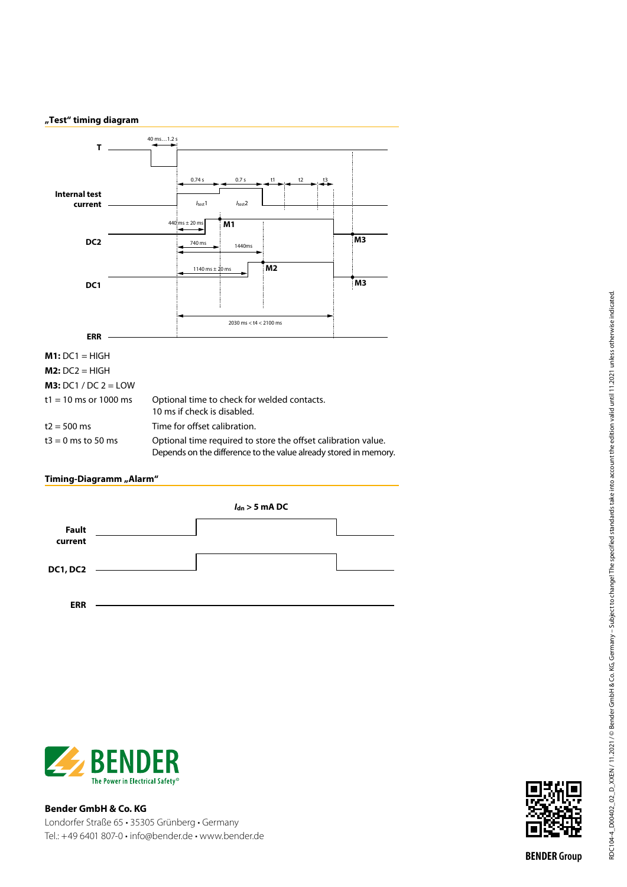## „Test" timing diagram

T

40 ms…1.2 s

Internal test current

0.74 s

0.7 s

t1

t2

t3

$I_{test}1$

$I_{test}2$

440 ms ± 20 ms

M1

DC2

740 ms

1440ms

M3

1140 ms ± 20 ms

M2

DC1

M3

2030 ms < t4 < 2100 ms

ERR

**M1:** DC1 = HIGH

**M2:** DC2 = HIGH

**M3:** DC1 / DC 2 = LOW

| | |
|---|---|
| t1 = 10 ms or 1000 ms | Optional time to check for welded contacts. 10 ms if check is disabled. |
| t2 = 500 ms | Time for offset calibration. |
| t3 = 0 ms to 50 ms | Optional time required to store the offset calibration value. Depends on the difference to the value already stored in memory. |

## Timing-Diagramm „Alarm"

$I_{dn}$ > 5 mA DC

Fault current

DC1, DC2

ERR

**BENDER**
The Power in Electrical Safety®

**Bender GmbH & Co. KG**
Londorfer Straße 65 • 35305 Grünberg • Germany
Tel.: +49 6401 807-0 • info@bender.de • www.bender.de

**BENDER Group**

RDC104-4_D00402_02_D_XXEN / 11.2021 / © Bender GmbH & Co. KG, Germany – Subject to change! The specified standards take into account the edition valid until 11.2021 unless otherwise indicated.